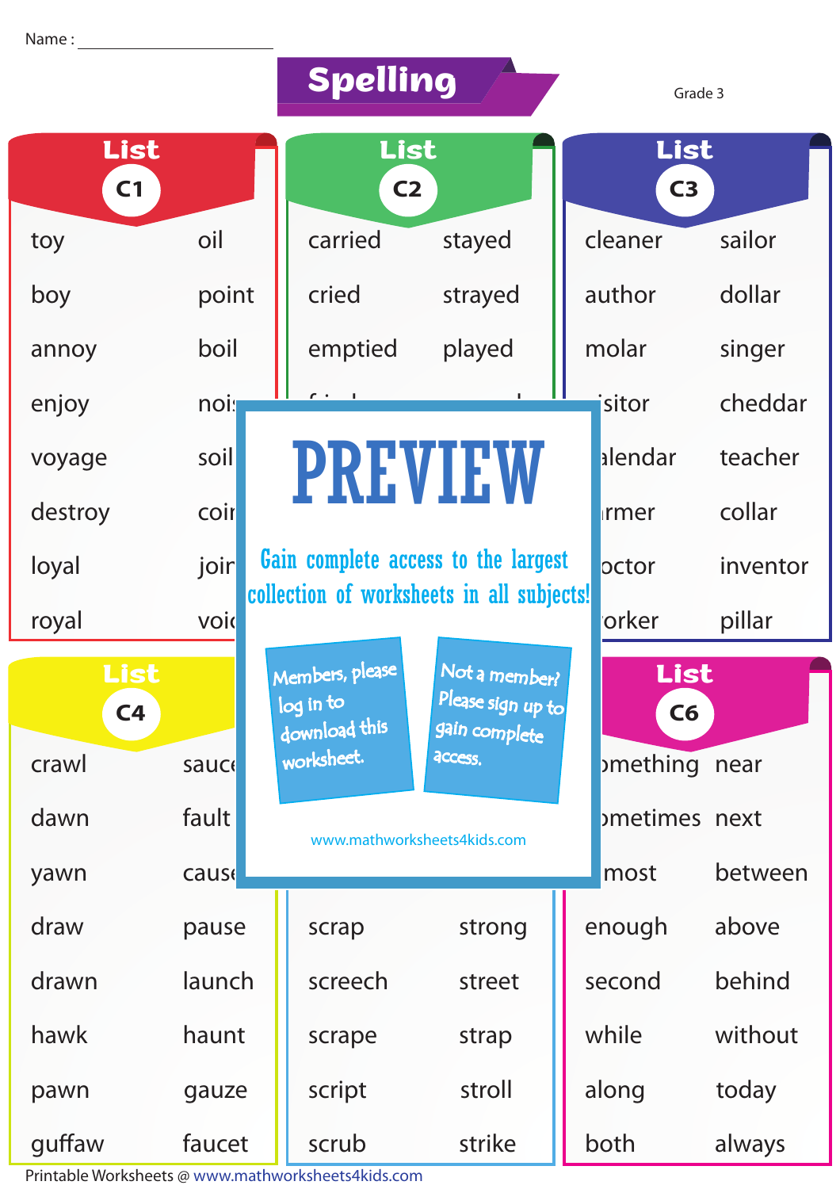Name : ____________________

# Spelling

Grade 3

## List C1

| | |
|---|---|
| toy | oil |
| boy | point |
| annoy | boil |
| enjoy | noi |
| voyage | soil |
| destroy | coi |
| loyal | joi |
| royal | voi |

## List C2

| | |
|---|---|
| carried | stayed |
| cried | strayed |
| emptied | played |

## List C3

| | |
|---|---|
| cleaner | sailor |
| author | dollar |
| molar | singer |
| isitor | cheddar |
| alendar | teacher |
| rmer | collar |
| octor | inventor |
| orker | pillar |

PREVIEW

Gain complete access to the largest collection of worksheets in all subjects!

Members, please log in to download this worksheet.

Not a member? Please sign up to gain complete access.

www.mathworksheets4kids.com

## List C4

| | |
|---|---|
| crawl | sauc |
| dawn | fault |
| yawn | caus |
| draw | pause |
| drawn | launch |
| hawk | haunt |
| pawn | gauze |
| guffaw | faucet |

## List C5

| | |
|---|---|
| scrap | strong |
| screech | street |
| scrape | strap |
| script | stroll |
| scrub | strike |

## List C6

| | |
|---|---|
| omething | near |
| ometimes | next |
| most | between |
| enough | above |
| second | behind |
| while | without |
| along | today |
| both | always |

Printable Worksheets @ www.mathworksheets4kids.com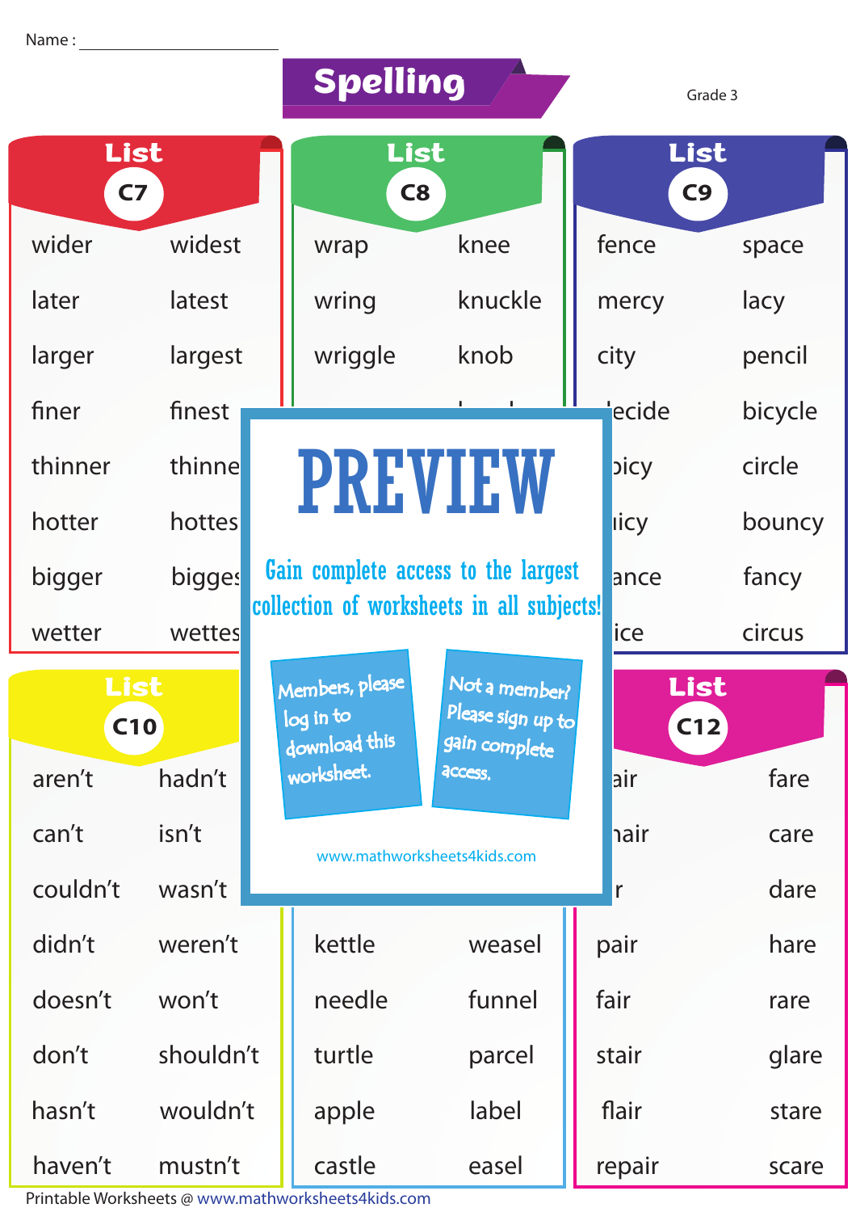Name : ____________________

# Spelling

Grade 3

## List C7

| | |
|---|---|
| wider | widest |
| later | latest |
| larger | largest |
| finer | finest |
| thinner | thinne |
| hotter | hottes |
| bigger | bigge |
| wetter | wettes |

## List C8

| | |
|---|---|
| wrap | knee |
| wring | knuckle |
| wriggle | knob |

## List C9

| | |
|---|---|
| fence | space |
| mercy | lacy |
| city | pencil |
| ecide | bicycle |
| picy | circle |
| icy | bouncy |
| ance | fancy |
| ice | circus |

# PREVIEW

Gain complete access to the largest collection of worksheets in all subjects!

Members, please log in to download this worksheet.

Not a member? Please sign up to gain complete access.

www.mathworksheets4kids.com

## List C10

| | |
|---|---|
| aren't | hadn't |
| can't | isn't |
| couldn't | wasn't |
| didn't | weren't |
| doesn't | won't |
| don't | shouldn't |
| hasn't | wouldn't |
| haven't | mustn't |

## List C11

| | |
|---|---|
| kettle | weasel |
| needle | funnel |
| turtle | parcel |
| apple | label |
| castle | easel |

## List C12

| | |
|---|---|
| air | fare |
| hair | care |
| r | dare |
| pair | hare |
| fair | rare |
| stair | glare |
| flair | stare |
| repair | scare |

Printable Worksheets @ www.mathworksheets4kids.com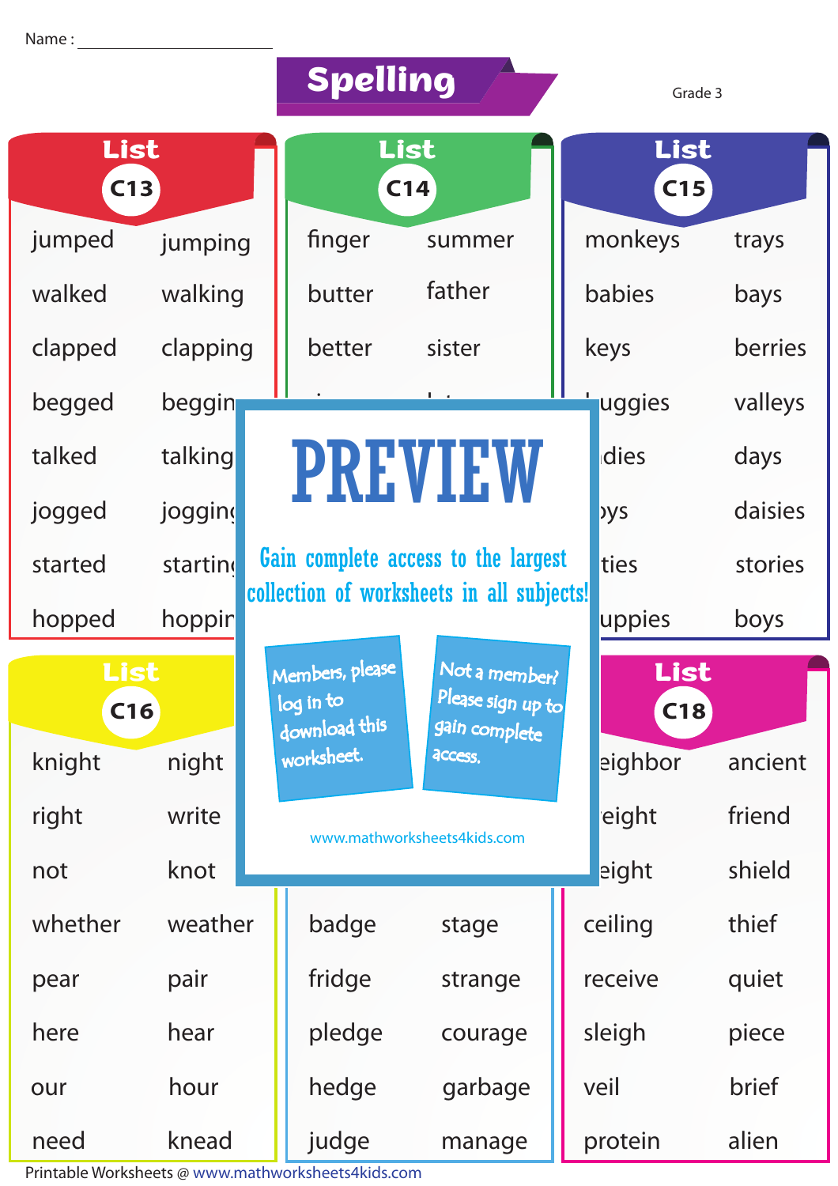Name : ____________________

# Spelling

Grade 3

## List C13

| | |
|---|---|
| jumped | jumping |
| walked | walking |
| clapped | clapping |
| begged | beggin |
| talked | talking |
| jogged | joggin |
| started | startin |
| hopped | hoppin |

## List C14

| | |
|---|---|
| finger | summer |
| butter | father |
| better | sister |

## List C15

| | |
|---|---|
| monkeys | trays |
| babies | bays |
| keys | berries |
| uggies | valleys |
| dies | days |
| ys | daisies |
| ties | stories |
| uppies | boys |

PREVIEW

Gain complete access to the largest collection of worksheets in all subjects!

Members, please log in to download this worksheet.

Not a member? Please sign up to gain complete access.

www.mathworksheets4kids.com

## List C16

| | |
|---|---|
| knight | night |
| right | write |
| not | knot |
| whether | weather |
| pear | pair |
| here | hear |
| our | hour |
| need | knead |

| | |
|---|---|
| badge | stage |
| fridge | strange |
| pledge | courage |
| hedge | garbage |
| judge | manage |

## List C18

| | |
|---|---|
| eighbor | ancient |
| eight | friend |
| eight | shield |
| ceiling | thief |
| receive | quiet |
| sleigh | piece |
| veil | brief |
| protein | alien |

Printable Worksheets @ www.mathworksheets4kids.com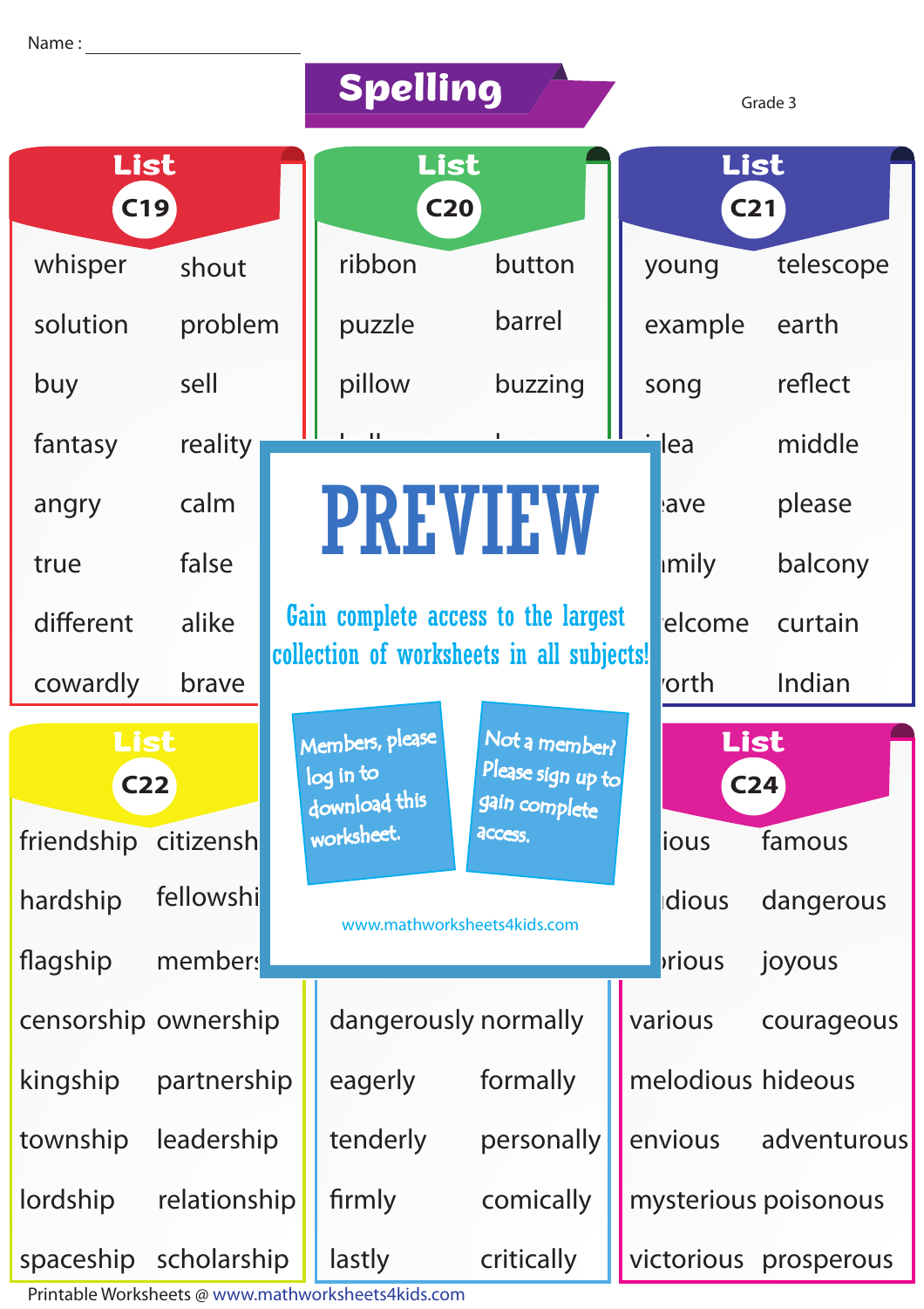Name : ______________________

# Spelling

Grade 3

## List C19

| | |
|---|---|
| whisper | shout |
| solution | problem |
| buy | sell |
| fantasy | reality |
| angry | calm |
| true | false |
| different | alike |
| cowardly | brave |

## List C20

| | |
|---|---|
| ribbon | button |
| puzzle | barrel |
| pillow | buzzing |

## List C21

| | |
|---|---|
| young | telescope |
| example | earth |
| song | reflect |
| idea | middle |
| ave | please |
| mily | balcony |
| elcome | curtain |
| orth | Indian |

## List C22

| | |
|---|---|
| friendship | citizensh |
| hardship | fellowshi |
| flagship | members |
| censorship | ownership |
| kingship | partnership |
| township | leadership |
| lordship | relationship |
| spaceship | scholarship |

| | |
|---|---|
| dangerously | normally |
| eagerly | formally |
| tenderly | personally |
| firmly | comically |
| lastly | critically |

## List C24

| | |
|---|---|
| ious | famous |
| dious | dangerous |
| rious | joyous |
| various | courageous |
| melodious | hideous |
| envious | adventurous |
| mysterious | poisonous |
| victorious | prosperous |

**PREVIEW**

Gain complete access to the largest collection of worksheets in all subjects!

Members, please log in to download this worksheet.

Not a member? Please sign up to gain complete access.

www.mathworksheets4kids.com

Printable Worksheets @ www.mathworksheets4kids.com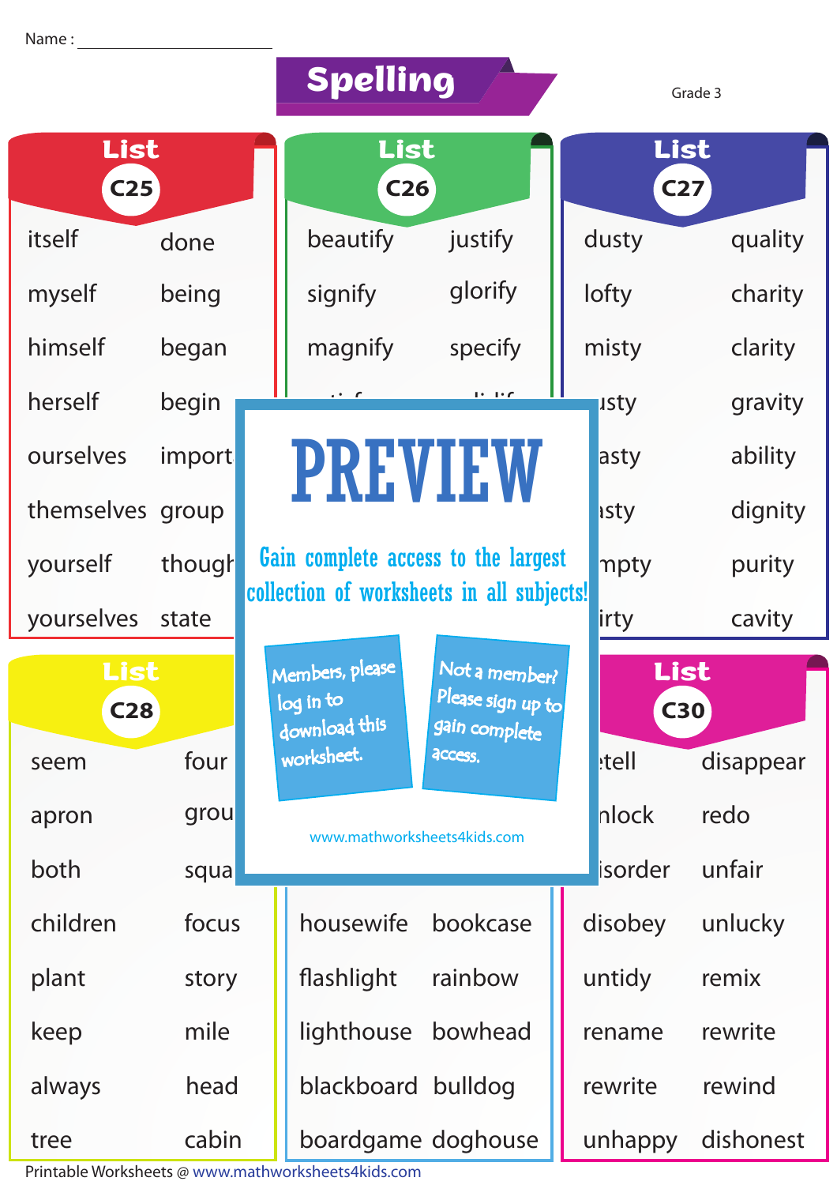Name : ____________________

# Spelling

Grade 3

## List C25

| | |
|---|---|
| itself | done |
| myself | being |
| himself | began |
| herself | begin |
| ourselves | import |
| themselves | group |
| yourself | though |
| yourselves | state |

## List C26

| | |
|---|---|
| beautify | justify |
| signify | glorify |
| magnify | specify |

## List C27

| | |
|---|---|
| dusty | quality |
| lofty | charity |
| misty | clarity |
| usty | gravity |
| asty | ability |
| asty | dignity |
| mpty | purity |
| irty | cavity |

PREVIEW

Gain complete access to the largest collection of worksheets in all subjects!

Members, please log in to download this worksheet.

Not a member? Please sign up to gain complete access.

www.mathworksheets4kids.com

## List C28

| | |
|---|---|
| seem | four |
| apron | grou |
| both | squa |
| children | focus |
| plant | story |
| keep | mile |
| always | head |
| tree | cabin |

## List C29

| | |
|---|---|
| housewife | bookcase |
| flashlight | rainbow |
| lighthouse | bowhead |
| blackboard | bulldog |
| boardgame | doghouse |

## List C30

| | |
|---|---|
| etell | disappear |
| nlock | redo |
| isorder | unfair |
| disobey | unlucky |
| untidy | remix |
| rename | rewrite |
| rewrite | rewind |
| unhappy | dishonest |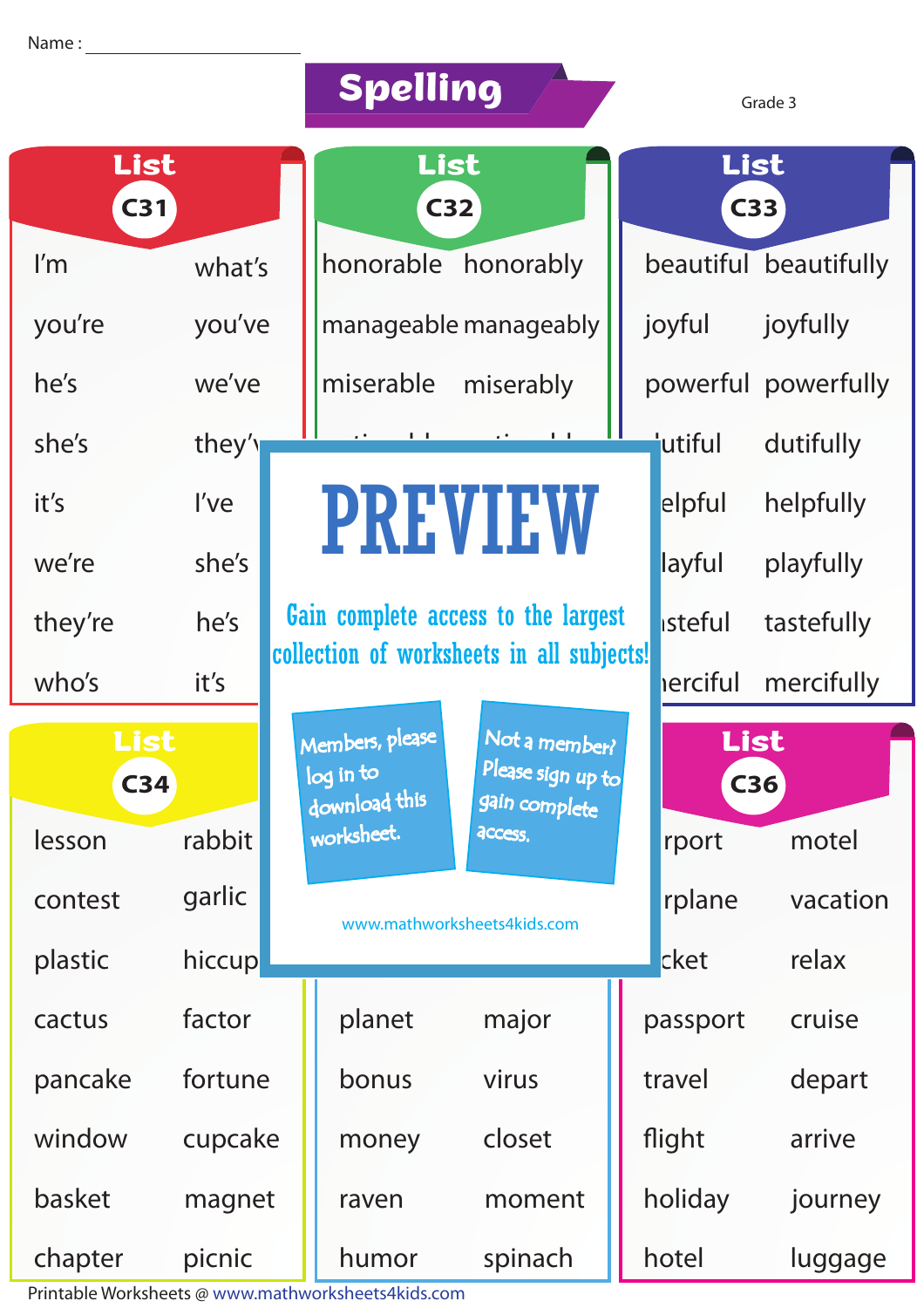Name : ______________________

# Spelling

Grade 3

## List C31

| | |
|---|---|
| I'm | what's |
| you're | you've |
| he's | we've |
| she's | they'v |
| it's | I've |
| we're | she's |
| they're | he's |
| who's | it's |

## List C32

| | |
|---|---|
| honorable | honorably |
| manageable | manageably |
| miserable | miserably |

## List C33

| | |
|---|---|
| beautiful | beautifully |
| joyful | joyfully |
| powerful | powerfully |
| utiful | dutifully |
| elpful | helpfully |
| layful | playfully |
| steful | tastefully |
| erciful | mercifully |

# PREVIEW

Gain complete access to the largest collection of worksheets in all subjects!

Members, please log in to download this worksheet.

Not a member? Please sign up to gain complete access.

www.mathworksheets4kids.com

## List C34

| | |
|---|---|
| lesson | rabbit |
| contest | garlic |
| plastic | hiccup |
| cactus | factor |
| pancake | fortune |
| window | cupcake |
| basket | magnet |
| chapter | picnic |

| | |
|---|---|
| planet | major |
| bonus | virus |
| money | closet |
| raven | moment |
| humor | spinach |

## List C36

| | |
|---|---|
| rport | motel |
| rplane | vacation |
| cket | relax |
| passport | cruise |
| travel | depart |
| flight | arrive |
| holiday | journey |
| hotel | luggage |

Printable Worksheets @ www.mathworksheets4kids.com